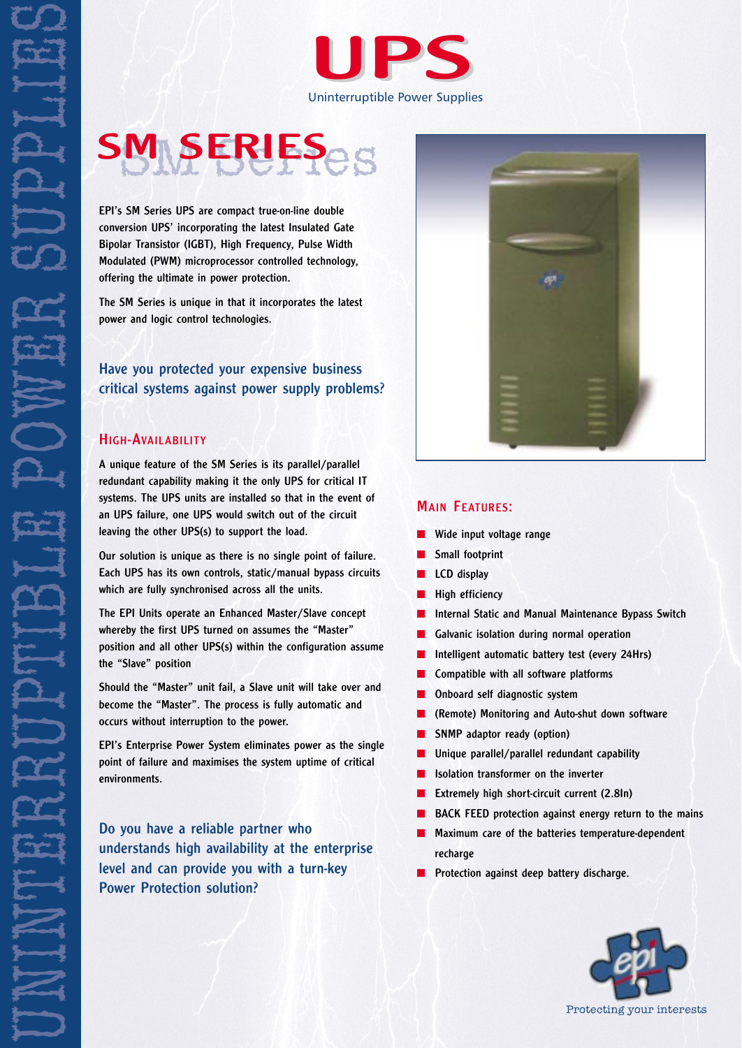# UPS

Uninterruptible Power Supplies

UNINTERRUPTIBLE POWER SUPPLIES

## SM SERIES

EPI's SM Series UPS are compact true-on-line double conversion UPS' incorporating the latest Insulated Gate Bipolar Transistor (IGBT), High Frequency, Pulse Width Modulated (PWM) microprocessor controlled technology, offering the ultimate in power protection.

The SM Series is unique in that it incorporates the latest power and logic control technologies.

### Have you protected your expensive business critical systems against power supply problems?

### High-Availability

A unique feature of the SM Series is its parallel/parallel redundant capability making it the only UPS for critical IT systems. The UPS units are installed so that in the event of an UPS failure, one UPS would switch out of the circuit leaving the other UPS(s) to support the load.

Our solution is unique as there is no single point of failure. Each UPS has its own controls, static/manual bypass circuits which are fully synchronised across all the units.

The EPI Units operate an Enhanced Master/Slave concept whereby the first UPS turned on assumes the "Master" position and all other UPS(s) within the configuration assume the "Slave" position

Should the "Master" unit fail, a Slave unit will take over and become the "Master". The process is fully automatic and occurs without interruption to the power.

EPI's Enterprise Power System eliminates power as the single point of failure and maximises the system uptime of critical environments.

### Do you have a reliable partner who understands high availability at the enterprise level and can provide you with a turn-key Power Protection solution?

### Main Features:

- Wide input voltage range
- Small footprint
- LCD display
- High efficiency
- Internal Static and Manual Maintenance Bypass Switch
- Galvanic isolation during normal operation
- Intelligent automatic battery test (every 24Hrs)
- Compatible with all software platforms
- Onboard self diagnostic system
- (Remote) Monitoring and Auto-shut down software
- SNMP adaptor ready (option)
- Unique parallel/parallel redundant capability
- Isolation transformer on the inverter
- Extremely high short-circuit current (2.8In)
- BACK FEED protection against energy return to the mains
- Maximum care of the batteries temperature-dependent recharge
- Protection against deep battery discharge.

Protecting your interests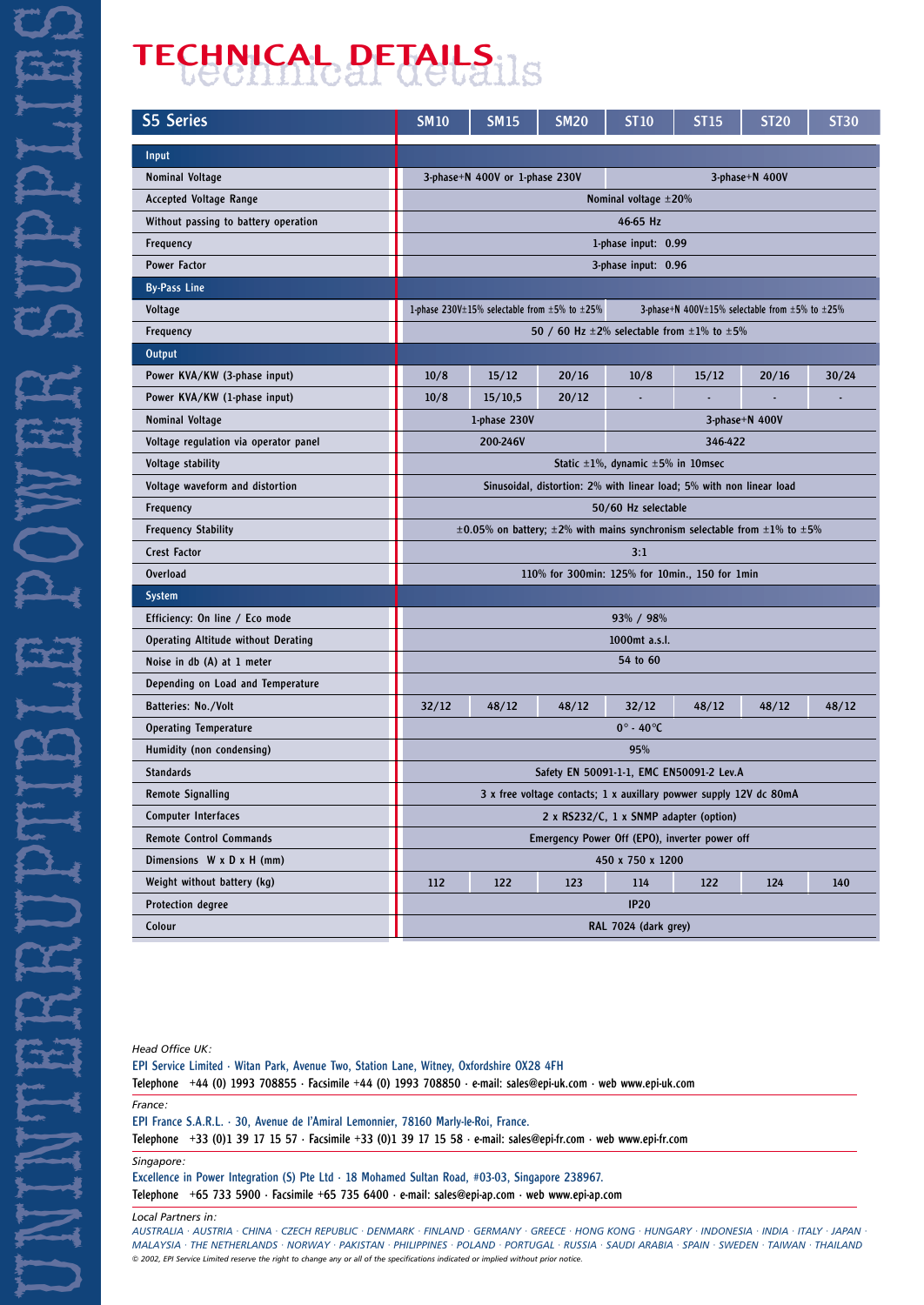# TECHNICAL DETAILS

| S5 Series | SM10 | SM15 | SM20 | ST10 | ST15 | ST20 | ST30 |
|---|---|---|---|---|---|---|---|
| **Input** | | | | | | | |
| Nominal Voltage | 3-phase+N 400V or 1-phase 230V | | | 3-phase+N 400V | | | |
| Accepted Voltage Range | Nominal voltage ±20% | | | | | | |
| Without passing to battery operation | 46-65 Hz | | | | | | |
| Frequency | 1-phase input: 0.99 | | | | | | |
| Power Factor | 3-phase input: 0.96 | | | | | | |
| **By-Pass Line** | | | | | | | |
| Voltage | 1-phase 230V±15% selectable from ±5% to ±25% | | | 3-phase+N 400V±15% selectable from ±5% to ±25% | | | |
| Frequency | 50 / 60 Hz ±2% selectable from ±1% to ±5% | | | | | | |
| **Output** | | | | | | | |
| Power KVA/KW (3-phase input) | 10/8 | 15/12 | 20/16 | 10/8 | 15/12 | 20/16 | 30/24 |
| Power KVA/KW (1-phase input) | 10/8 | 15/10,5 | 20/12 | - | - | - | - |
| Nominal Voltage | 1-phase 230V | | | 3-phase+N 400V | | | |
| Voltage regulation via operator panel | 200-246V | | | 346-422 | | | |
| Voltage stability | Static ±1%, dynamic ±5% in 10msec | | | | | | |
| Voltage waveform and distortion | Sinusoidal, distortion: 2% with linear load; 5% with non linear load | | | | | | |
| Frequency | 50/60 Hz selectable | | | | | | |
| Frequency Stability | ±0.05% on battery; ±2% with mains synchronism selectable from ±1% to ±5% | | | | | | |
| Crest Factor | 3:1 | | | | | | |
| Overload | 110% for 300min: 125% for 10min., 150 for 1min | | | | | | |
| **System** | | | | | | | |
| Efficiency: On line / Eco mode | 93% / 98% | | | | | | |
| Operating Altitude without Derating | 1000mt a.s.l. | | | | | | |
| Noise in db (A) at 1 meter | 54 to 60 | | | | | | |
| Depending on Load and Temperature | | | | | | | |
| Batteries: No./Volt | 32/12 | 48/12 | 48/12 | 32/12 | 48/12 | 48/12 | 48/12 |
| Operating Temperature | 0° - 40°C | | | | | | |
| Humidity (non condensing) | 95% | | | | | | |
| Standards | Safety EN 50091-1-1, EMC EN50091-2 Lev.A | | | | | | |
| Remote Signalling | 3 x free voltage contacts; 1 x auxillary powwer supply 12V dc 80mA | | | | | | |
| Computer Interfaces | 2 x RS232/C, 1 x SNMP adapter (option) | | | | | | |
| Remote Control Commands | Emergency Power Off (EPO), inverter power off | | | | | | |
| Dimensions W x D x H (mm) | 450 x 750 x 1200 | | | | | | |
| Weight without battery (kg) | 112 | 122 | 123 | 114 | 122 | 124 | 140 |
| Protection degree | IP20 | | | | | | |
| Colour | RAL 7024 (dark grey) | | | | | | |

*Head Office UK:*
EPI Service Limited · Witan Park, Avenue Two, Station Lane, Witney, Oxfordshire OX28 4FH
Telephone +44 (0) 1993 708855 · Facsimile +44 (0) 1993 708850 · e-mail: sales@epi-uk.com · web www.epi-uk.com

*France:*
EPI France S.A.R.L. · 30, Avenue de l'Amiral Lemonnier, 78160 Marly-le-Roi, France.
Telephone +33 (0)1 39 17 15 57 · Facsimile +33 (0)1 39 17 15 58 · e-mail: sales@epi-fr.com · web www.epi-fr.com

*Singapore:*
Excellence in Power Integration (S) Pte Ltd · 18 Mohamed Sultan Road, #03-03, Singapore 238967.
Telephone +65 733 5900 · Facsimile +65 735 6400 · e-mail: sales@epi-ap.com · web www.epi-ap.com

*Local Partners in:*
*AUSTRALIA · AUSTRIA · CHINA · CZECH REPUBLIC · DENMARK · FINLAND · GERMANY · GREECE · HONG KONG · HUNGARY · INDONESIA · INDIA · ITALY · JAPAN · MALAYSIA · THE NETHERLANDS · NORWAY · PAKISTAN · PHILIPPINES · POLAND · PORTUGAL · RUSSIA · SAUDI ARABIA · SPAIN · SWEDEN · TAIWAN · THAILAND*

*© 2002, EPI Service Limited reserve the right to change any or all of the specifications indicated or implied without prior notice.*